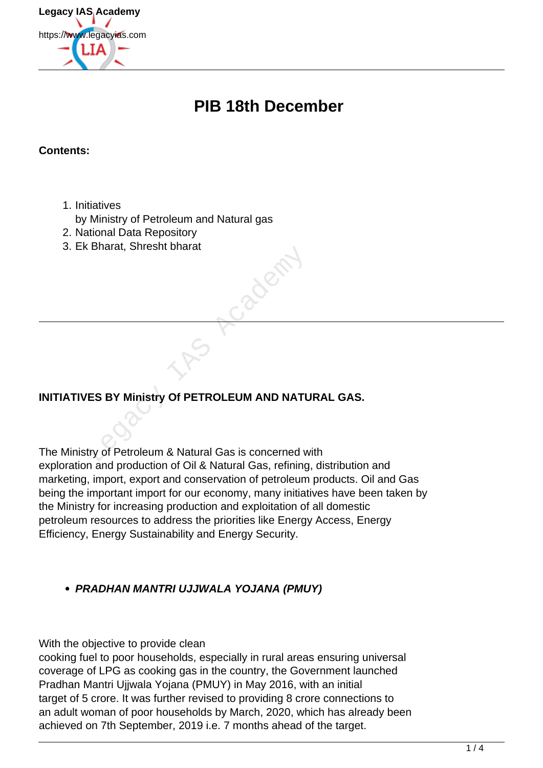# PIB 18th December

**Contents:**

1. Initiatives by Ministry of Petroleum and Natural gas
2. National Data Repository
3. Ek Bharat, Shresht bharat

---

**INITIATIVES BY Ministry Of PETROLEUM AND NATURAL GAS.**

The Ministry of Petroleum & Natural Gas is concerned with exploration and production of Oil & Natural Gas, refining, distribution and marketing, import, export and conservation of petroleum products. Oil and Gas being the important import for our economy, many initiatives have been taken by the Ministry for increasing production and exploitation of all domestic petroleum resources to address the priorities like Energy Access, Energy Efficiency, Energy Sustainability and Energy Security.

- ***PRADHAN MANTRI UJJWALA YOJANA (PMUY)***

With the objective to provide clean cooking fuel to poor households, especially in rural areas ensuring universal coverage of LPG as cooking gas in the country, the Government launched Pradhan Mantri Ujjwala Yojana (PMUY) in May 2016, with an initial target of 5 crore. It was further revised to providing 8 crore connections to an adult woman of poor households by March, 2020, which has already been achieved on 7th September, 2019 i.e. 7 months ahead of the target.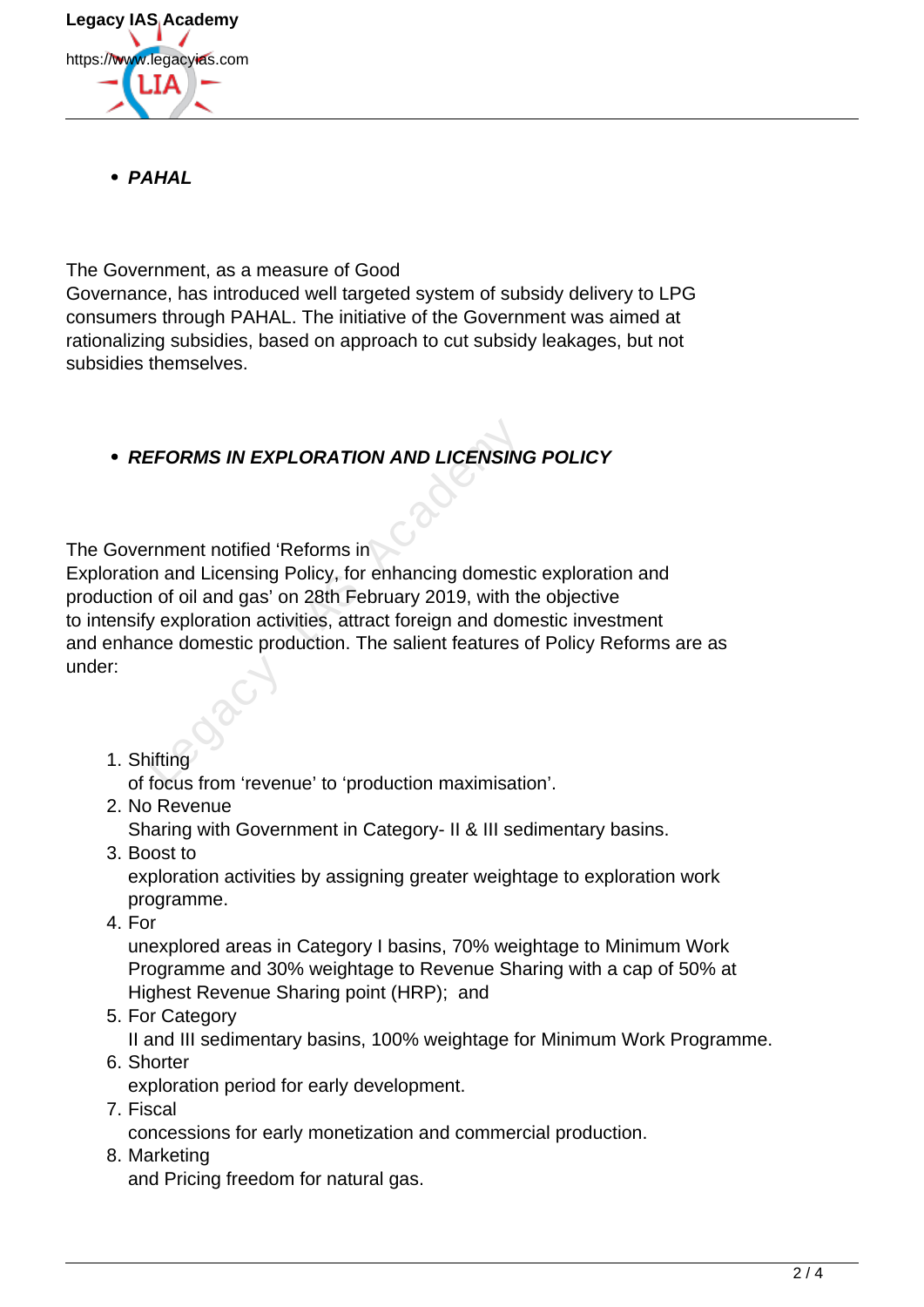- ***PAHAL***

The Government, as a measure of Good Governance, has introduced well targeted system of subsidy delivery to LPG consumers through PAHAL. The initiative of the Government was aimed at rationalizing subsidies, based on approach to cut subsidy leakages, but not subsidies themselves.

- ***REFORMS IN EXPLORATION AND LICENSING POLICY***

The Government notified 'Reforms in Exploration and Licensing Policy, for enhancing domestic exploration and production of oil and gas' on 28th February 2019, with the objective to intensify exploration activities, attract foreign and domestic investment and enhance domestic production. The salient features of Policy Reforms are as under:

1. Shifting of focus from 'revenue' to 'production maximisation'.
2. No Revenue Sharing with Government in Category- II & III sedimentary basins.
3. Boost to exploration activities by assigning greater weightage to exploration work programme.
4. For unexplored areas in Category I basins, 70% weightage to Minimum Work Programme and 30% weightage to Revenue Sharing with a cap of 50% at Highest Revenue Sharing point (HRP); and
5. For Category II and III sedimentary basins, 100% weightage for Minimum Work Programme.
6. Shorter exploration period for early development.
7. Fiscal concessions for early monetization and commercial production.
8. Marketing and Pricing freedom for natural gas.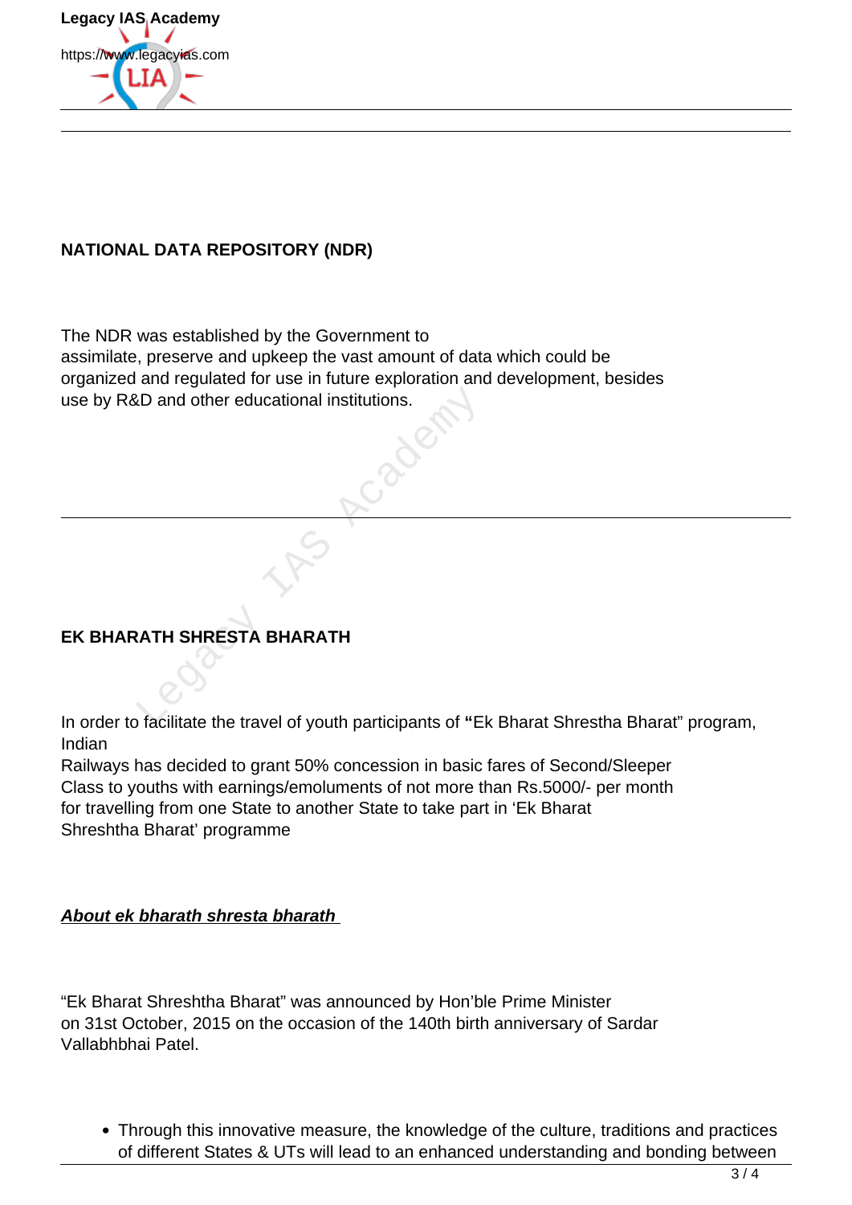## NATIONAL DATA REPOSITORY (NDR)

The NDR was established by the Government to assimilate, preserve and upkeep the vast amount of data which could be organized and regulated for use in future exploration and development, besides use by R&D and other educational institutions.

---

## EK BHARATH SHRESTA BHARATH

In order to facilitate the travel of youth participants of **"**Ek Bharat Shrestha Bharat" program, Indian Railways has decided to grant 50% concession in basic fares of Second/Sleeper Class to youths with earnings/emoluments of not more than Rs.5000/- per month for travelling from one State to another State to take part in 'Ek Bharat Shreshtha Bharat' programme

***About ek bharath shresta bharath***

"Ek Bharat Shreshtha Bharat" was announced by Hon'ble Prime Minister on 31st October, 2015 on the occasion of the 140th birth anniversary of Sardar Vallabhbhai Patel.

- Through this innovative measure, the knowledge of the culture, traditions and practices of different States & UTs will lead to an enhanced understanding and bonding between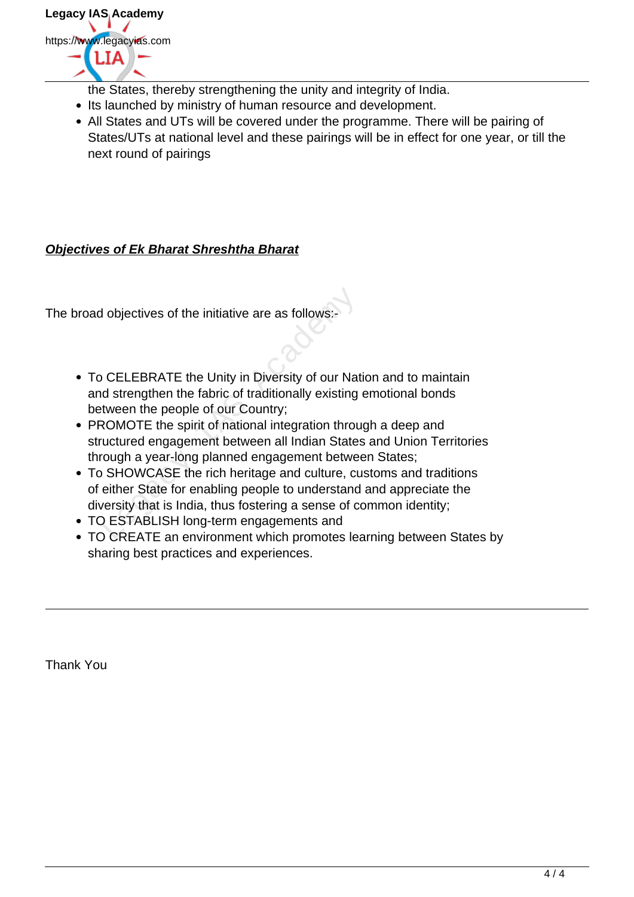the States, thereby strengthening the unity and integrity of India.

- Its launched by ministry of human resource and development.
- All States and UTs will be covered under the programme. There will be pairing of States/UTs at national level and these pairings will be in effect for one year, or till the next round of pairings

***Objectives of Ek Bharat Shreshtha Bharat***

The broad objectives of the initiative are as follows:-

- To CELEBRATE the Unity in Diversity of our Nation and to maintain and strengthen the fabric of traditionally existing emotional bonds between the people of our Country;
- PROMOTE the spirit of national integration through a deep and structured engagement between all Indian States and Union Territories through a year-long planned engagement between States;
- To SHOWCASE the rich heritage and culture, customs and traditions of either State for enabling people to understand and appreciate the diversity that is India, thus fostering a sense of common identity;
- TO ESTABLISH long-term engagements and
- TO CREATE an environment which promotes learning between States by sharing best practices and experiences.

---

Thank You